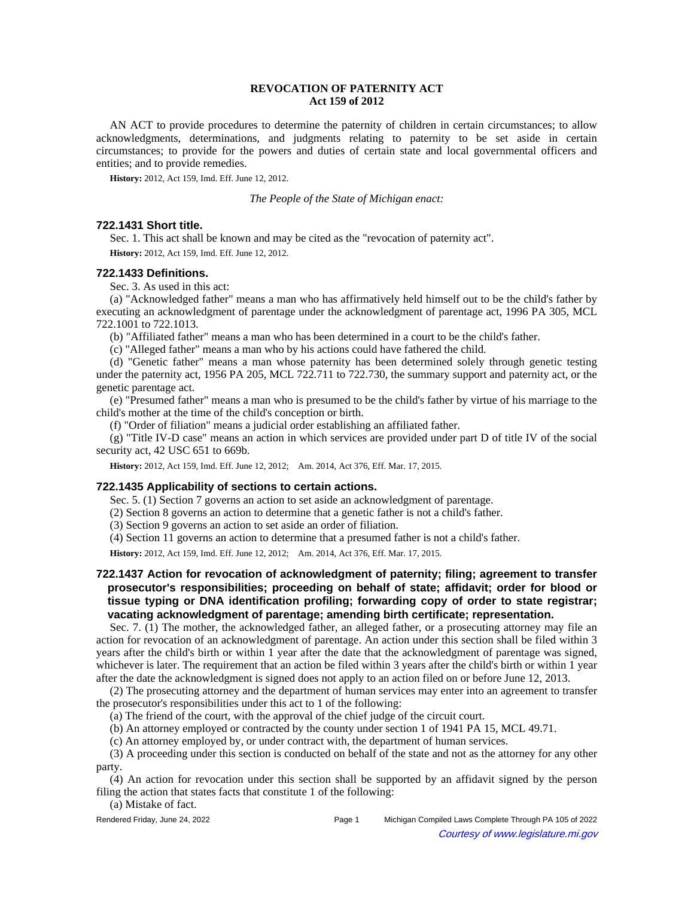# REVOCATION OF PATERNITY ACT
## Act 159 of 2012

AN ACT to provide procedures to determine the paternity of children in certain circumstances; to allow acknowledgments, determinations, and judgments relating to paternity to be set aside in certain circumstances; to provide for the powers and duties of certain state and local governmental officers and entities; and to provide remedies.

**History:** 2012, Act 159, Imd. Eff. June 12, 2012.

*The People of the State of Michigan enact:*

### 722.1431 Short title.

Sec. 1. This act shall be known and may be cited as the "revocation of paternity act".

**History:** 2012, Act 159, Imd. Eff. June 12, 2012.

### 722.1433 Definitions.

Sec. 3. As used in this act:

(a) "Acknowledged father" means a man who has affirmatively held himself out to be the child's father by executing an acknowledgment of parentage under the acknowledgment of parentage act, 1996 PA 305, MCL 722.1001 to 722.1013.

(b) "Affiliated father" means a man who has been determined in a court to be the child's father.

(c) "Alleged father" means a man who by his actions could have fathered the child.

(d) "Genetic father" means a man whose paternity has been determined solely through genetic testing under the paternity act, 1956 PA 205, MCL 722.711 to 722.730, the summary support and paternity act, or the genetic parentage act.

(e) "Presumed father" means a man who is presumed to be the child's father by virtue of his marriage to the child's mother at the time of the child's conception or birth.

(f) "Order of filiation" means a judicial order establishing an affiliated father.

(g) "Title IV-D case" means an action in which services are provided under part D of title IV of the social security act, 42 USC 651 to 669b.

**History:** 2012, Act 159, Imd. Eff. June 12, 2012; Am. 2014, Act 376, Eff. Mar. 17, 2015.

### 722.1435 Applicability of sections to certain actions.

Sec. 5. (1) Section 7 governs an action to set aside an acknowledgment of parentage.

(2) Section 8 governs an action to determine that a genetic father is not a child's father.

(3) Section 9 governs an action to set aside an order of filiation.

(4) Section 11 governs an action to determine that a presumed father is not a child's father.

**History:** 2012, Act 159, Imd. Eff. June 12, 2012; Am. 2014, Act 376, Eff. Mar. 17, 2015.

### 722.1437 Action for revocation of acknowledgment of paternity; filing; agreement to transfer prosecutor's responsibilities; proceeding on behalf of state; affidavit; order for blood or tissue typing or DNA identification profiling; forwarding copy of order to state registrar; vacating acknowledgment of parentage; amending birth certificate; representation.

Sec. 7. (1) The mother, the acknowledged father, an alleged father, or a prosecuting attorney may file an action for revocation of an acknowledgment of parentage. An action under this section shall be filed within 3 years after the child's birth or within 1 year after the date that the acknowledgment of parentage was signed, whichever is later. The requirement that an action be filed within 3 years after the child's birth or within 1 year after the date the acknowledgment is signed does not apply to an action filed on or before June 12, 2013.

(2) The prosecuting attorney and the department of human services may enter into an agreement to transfer the prosecutor's responsibilities under this act to 1 of the following:

(a) The friend of the court, with the approval of the chief judge of the circuit court.

(b) An attorney employed or contracted by the county under section 1 of 1941 PA 15, MCL 49.71.

(c) An attorney employed by, or under contract with, the department of human services.

(3) A proceeding under this section is conducted on behalf of the state and not as the attorney for any other party.

(4) An action for revocation under this section shall be supported by an affidavit signed by the person filing the action that states facts that constitute 1 of the following:

(a) Mistake of fact.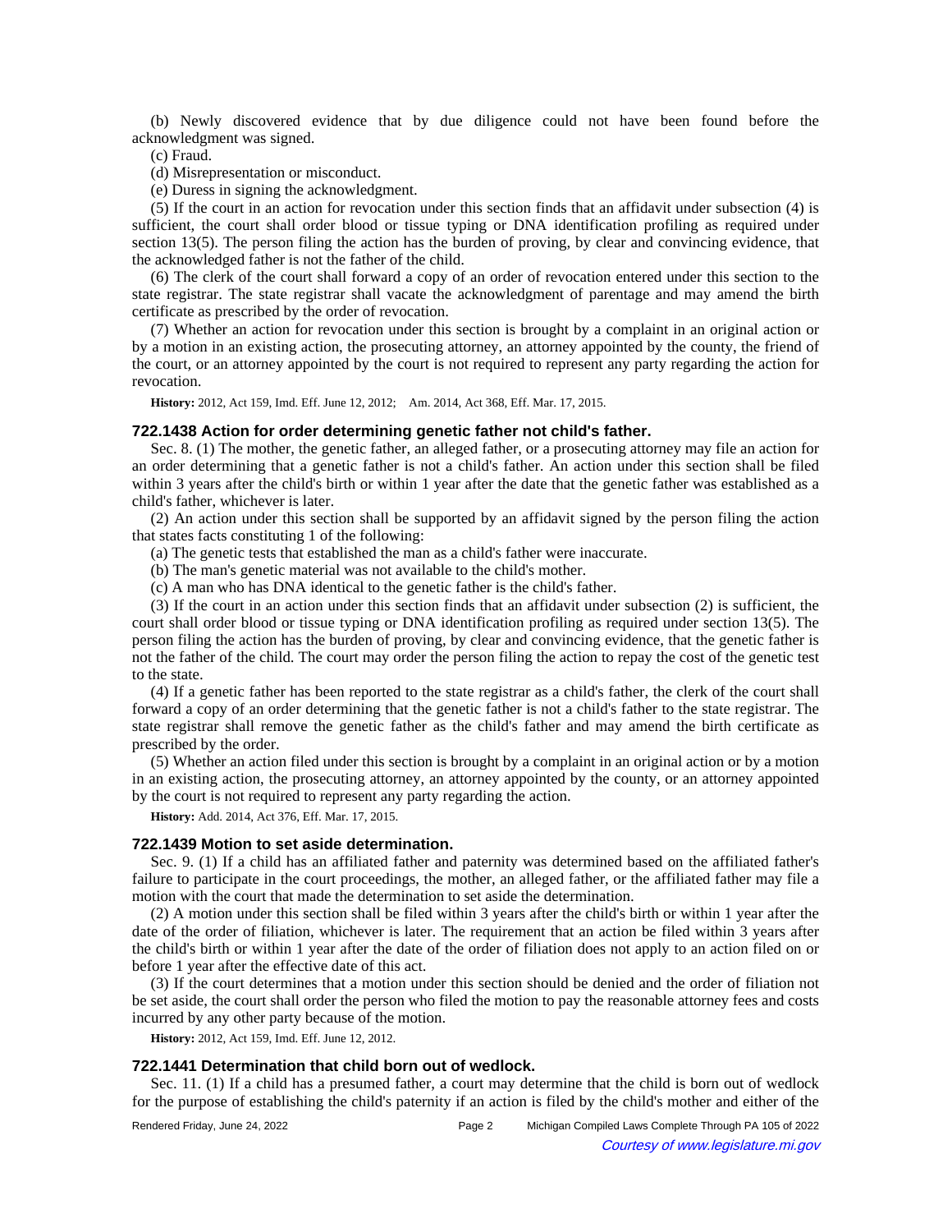(b) Newly discovered evidence that by due diligence could not have been found before the acknowledgment was signed.

(c) Fraud.

(d) Misrepresentation or misconduct.

(e) Duress in signing the acknowledgment.

(5) If the court in an action for revocation under this section finds that an affidavit under subsection (4) is sufficient, the court shall order blood or tissue typing or DNA identification profiling as required under section 13(5). The person filing the action has the burden of proving, by clear and convincing evidence, that the acknowledged father is not the father of the child.

(6) The clerk of the court shall forward a copy of an order of revocation entered under this section to the state registrar. The state registrar shall vacate the acknowledgment of parentage and may amend the birth certificate as prescribed by the order of revocation.

(7) Whether an action for revocation under this section is brought by a complaint in an original action or by a motion in an existing action, the prosecuting attorney, an attorney appointed by the county, the friend of the court, or an attorney appointed by the court is not required to represent any party regarding the action for revocation.

**History:** 2012, Act 159, Imd. Eff. June 12, 2012;—Am. 2014, Act 368, Eff. Mar. 17, 2015.

### 722.1438 Action for order determining genetic father not child's father.

Sec. 8. (1) The mother, the genetic father, an alleged father, or a prosecuting attorney may file an action for an order determining that a genetic father is not a child's father. An action under this section shall be filed within 3 years after the child's birth or within 1 year after the date that the genetic father was established as a child's father, whichever is later.

(2) An action under this section shall be supported by an affidavit signed by the person filing the action that states facts constituting 1 of the following:

(a) The genetic tests that established the man as a child's father were inaccurate.

(b) The man's genetic material was not available to the child's mother.

(c) A man who has DNA identical to the genetic father is the child's father.

(3) If the court in an action under this section finds that an affidavit under subsection (2) is sufficient, the court shall order blood or tissue typing or DNA identification profiling as required under section 13(5). The person filing the action has the burden of proving, by clear and convincing evidence, that the genetic father is not the father of the child. The court may order the person filing the action to repay the cost of the genetic test to the state.

(4) If a genetic father has been reported to the state registrar as a child's father, the clerk of the court shall forward a copy of an order determining that the genetic father is not a child's father to the state registrar. The state registrar shall remove the genetic father as the child's father and may amend the birth certificate as prescribed by the order.

(5) Whether an action filed under this section is brought by a complaint in an original action or by a motion in an existing action, the prosecuting attorney, an attorney appointed by the county, or an attorney appointed by the court is not required to represent any party regarding the action.

**History:** Add. 2014, Act 376, Eff. Mar. 17, 2015.

### 722.1439 Motion to set aside determination.

Sec. 9. (1) If a child has an affiliated father and paternity was determined based on the affiliated father's failure to participate in the court proceedings, the mother, an alleged father, or the affiliated father may file a motion with the court that made the determination to set aside the determination.

(2) A motion under this section shall be filed within 3 years after the child's birth or within 1 year after the date of the order of filiation, whichever is later. The requirement that an action be filed within 3 years after the child's birth or within 1 year after the date of the order of filiation does not apply to an action filed on or before 1 year after the effective date of this act.

(3) If the court determines that a motion under this section should be denied and the order of filiation not be set aside, the court shall order the person who filed the motion to pay the reasonable attorney fees and costs incurred by any other party because of the motion.

**History:** 2012, Act 159, Imd. Eff. June 12, 2012.

### 722.1441 Determination that child born out of wedlock.

Sec. 11. (1) If a child has a presumed father, a court may determine that the child is born out of wedlock for the purpose of establishing the child's paternity if an action is filed by the child's mother and either of the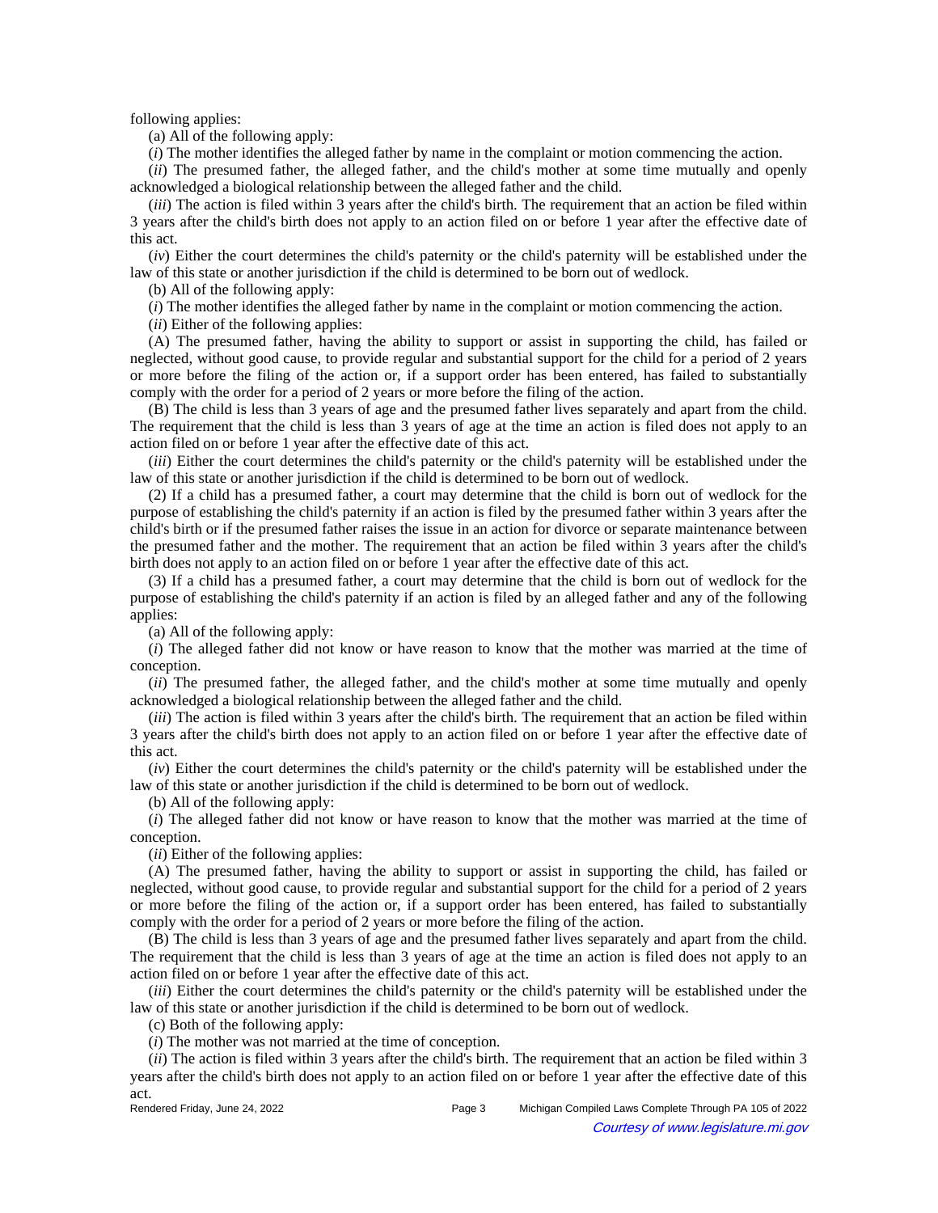following applies:

(a) All of the following apply:

(*i*) The mother identifies the alleged father by name in the complaint or motion commencing the action.

(*ii*) The presumed father, the alleged father, and the child's mother at some time mutually and openly acknowledged a biological relationship between the alleged father and the child.

(*iii*) The action is filed within 3 years after the child's birth. The requirement that an action be filed within 3 years after the child's birth does not apply to an action filed on or before 1 year after the effective date of this act.

(*iv*) Either the court determines the child's paternity or the child's paternity will be established under the law of this state or another jurisdiction if the child is determined to be born out of wedlock.

(b) All of the following apply:

(*i*) The mother identifies the alleged father by name in the complaint or motion commencing the action.

(*ii*) Either of the following applies:

(A) The presumed father, having the ability to support or assist in supporting the child, has failed or neglected, without good cause, to provide regular and substantial support for the child for a period of 2 years or more before the filing of the action or, if a support order has been entered, has failed to substantially comply with the order for a period of 2 years or more before the filing of the action.

(B) The child is less than 3 years of age and the presumed father lives separately and apart from the child. The requirement that the child is less than 3 years of age at the time an action is filed does not apply to an action filed on or before 1 year after the effective date of this act.

(*iii*) Either the court determines the child's paternity or the child's paternity will be established under the law of this state or another jurisdiction if the child is determined to be born out of wedlock.

(2) If a child has a presumed father, a court may determine that the child is born out of wedlock for the purpose of establishing the child's paternity if an action is filed by the presumed father within 3 years after the child's birth or if the presumed father raises the issue in an action for divorce or separate maintenance between the presumed father and the mother. The requirement that an action be filed within 3 years after the child's birth does not apply to an action filed on or before 1 year after the effective date of this act.

(3) If a child has a presumed father, a court may determine that the child is born out of wedlock for the purpose of establishing the child's paternity if an action is filed by an alleged father and any of the following applies:

(a) All of the following apply:

(*i*) The alleged father did not know or have reason to know that the mother was married at the time of conception.

(*ii*) The presumed father, the alleged father, and the child's mother at some time mutually and openly acknowledged a biological relationship between the alleged father and the child.

(*iii*) The action is filed within 3 years after the child's birth. The requirement that an action be filed within 3 years after the child's birth does not apply to an action filed on or before 1 year after the effective date of this act.

(*iv*) Either the court determines the child's paternity or the child's paternity will be established under the law of this state or another jurisdiction if the child is determined to be born out of wedlock.

(b) All of the following apply:

(*i*) The alleged father did not know or have reason to know that the mother was married at the time of conception.

(*ii*) Either of the following applies:

(A) The presumed father, having the ability to support or assist in supporting the child, has failed or neglected, without good cause, to provide regular and substantial support for the child for a period of 2 years or more before the filing of the action or, if a support order has been entered, has failed to substantially comply with the order for a period of 2 years or more before the filing of the action.

(B) The child is less than 3 years of age and the presumed father lives separately and apart from the child. The requirement that the child is less than 3 years of age at the time an action is filed does not apply to an action filed on or before 1 year after the effective date of this act.

(*iii*) Either the court determines the child's paternity or the child's paternity will be established under the law of this state or another jurisdiction if the child is determined to be born out of wedlock.

(c) Both of the following apply:

(*i*) The mother was not married at the time of conception.

(*ii*) The action is filed within 3 years after the child's birth. The requirement that an action be filed within 3 years after the child's birth does not apply to an action filed on or before 1 year after the effective date of this act.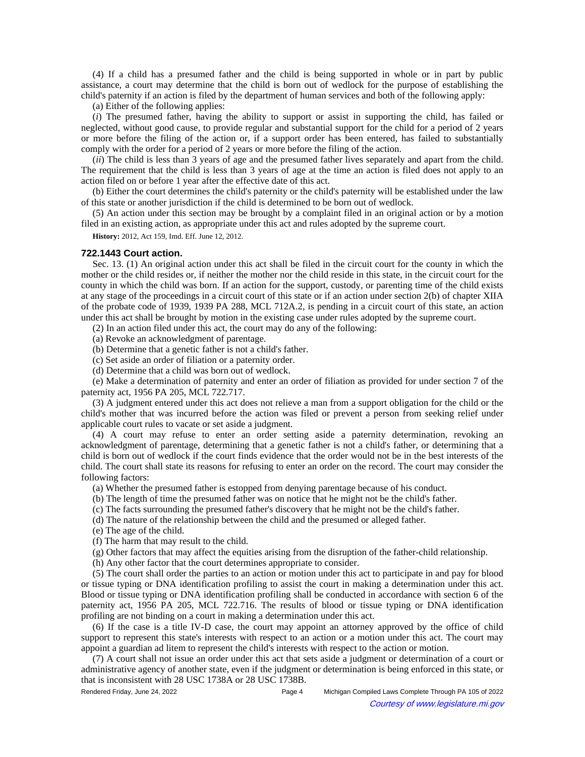(4) If a child has a presumed father and the child is being supported in whole or in part by public assistance, a court may determine that the child is born out of wedlock for the purpose of establishing the child's paternity if an action is filed by the department of human services and both of the following apply:

(a) Either of the following applies:

(*i*) The presumed father, having the ability to support or assist in supporting the child, has failed or neglected, without good cause, to provide regular and substantial support for the child for a period of 2 years or more before the filing of the action or, if a support order has been entered, has failed to substantially comply with the order for a period of 2 years or more before the filing of the action.

(*ii*) The child is less than 3 years of age and the presumed father lives separately and apart from the child. The requirement that the child is less than 3 years of age at the time an action is filed does not apply to an action filed on or before 1 year after the effective date of this act.

(b) Either the court determines the child's paternity or the child's paternity will be established under the law of this state or another jurisdiction if the child is determined to be born out of wedlock.

(5) An action under this section may be brought by a complaint filed in an original action or by a motion filed in an existing action, as appropriate under this act and rules adopted by the supreme court.

**History:** 2012, Act 159, Imd. Eff. June 12, 2012.

### 722.1443 Court action.

Sec. 13. (1) An original action under this act shall be filed in the circuit court for the county in which the mother or the child resides or, if neither the mother nor the child reside in this state, in the circuit court for the county in which the child was born. If an action for the support, custody, or parenting time of the child exists at any stage of the proceedings in a circuit court of this state or if an action under section 2(b) of chapter XIIA of the probate code of 1939, 1939 PA 288, MCL 712A.2, is pending in a circuit court of this state, an action under this act shall be brought by motion in the existing case under rules adopted by the supreme court.

(2) In an action filed under this act, the court may do any of the following:

(a) Revoke an acknowledgment of parentage.

(b) Determine that a genetic father is not a child's father.

(c) Set aside an order of filiation or a paternity order.

(d) Determine that a child was born out of wedlock.

(e) Make a determination of paternity and enter an order of filiation as provided for under section 7 of the paternity act, 1956 PA 205, MCL 722.717.

(3) A judgment entered under this act does not relieve a man from a support obligation for the child or the child's mother that was incurred before the action was filed or prevent a person from seeking relief under applicable court rules to vacate or set aside a judgment.

(4) A court may refuse to enter an order setting aside a paternity determination, revoking an acknowledgment of parentage, determining that a genetic father is not a child's father, or determining that a child is born out of wedlock if the court finds evidence that the order would not be in the best interests of the child. The court shall state its reasons for refusing to enter an order on the record. The court may consider the following factors:

(a) Whether the presumed father is estopped from denying parentage because of his conduct.

(b) The length of time the presumed father was on notice that he might not be the child's father.

(c) The facts surrounding the presumed father's discovery that he might not be the child's father.

(d) The nature of the relationship between the child and the presumed or alleged father.

(e) The age of the child.

(f) The harm that may result to the child.

(g) Other factors that may affect the equities arising from the disruption of the father-child relationship.

(h) Any other factor that the court determines appropriate to consider.

(5) The court shall order the parties to an action or motion under this act to participate in and pay for blood or tissue typing or DNA identification profiling to assist the court in making a determination under this act. Blood or tissue typing or DNA identification profiling shall be conducted in accordance with section 6 of the paternity act, 1956 PA 205, MCL 722.716. The results of blood or tissue typing or DNA identification profiling are not binding on a court in making a determination under this act.

(6) If the case is a title IV-D case, the court may appoint an attorney approved by the office of child support to represent this state's interests with respect to an action or a motion under this act. The court may appoint a guardian ad litem to represent the child's interests with respect to the action or motion.

(7) A court shall not issue an order under this act that sets aside a judgment or determination of a court or administrative agency of another state, even if the judgment or determination is being enforced in this state, or that is inconsistent with 28 USC 1738A or 28 USC 1738B.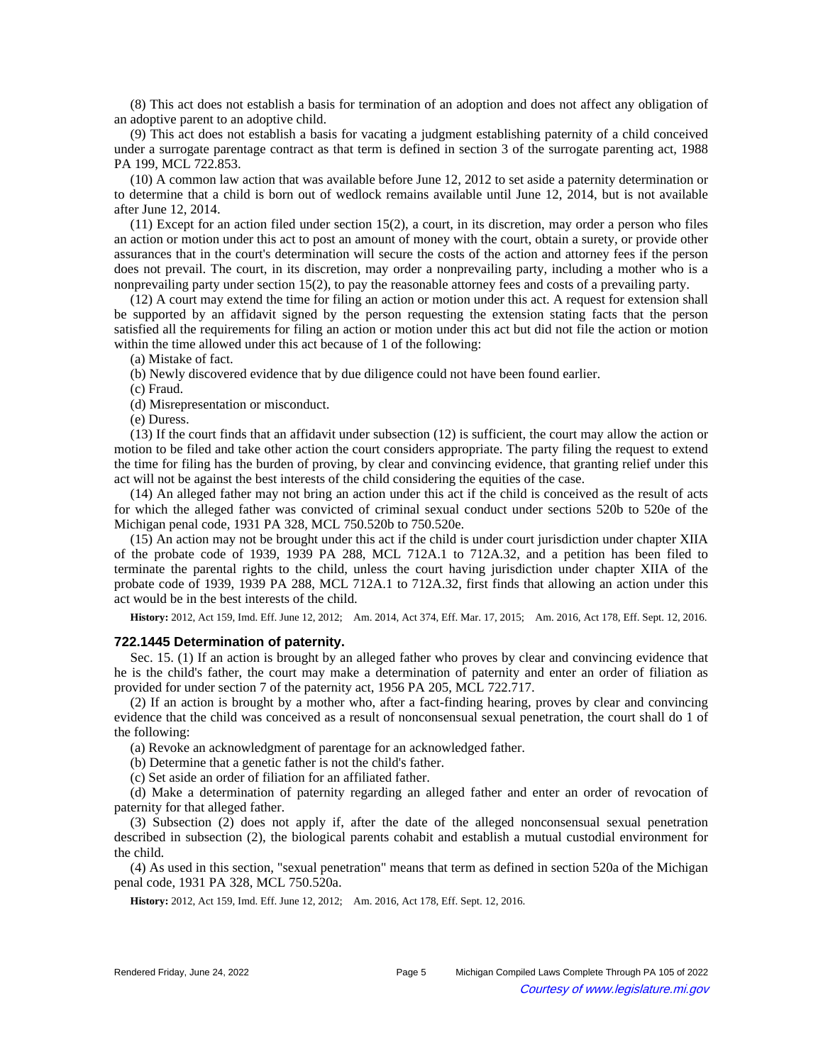(8) This act does not establish a basis for termination of an adoption and does not affect any obligation of an adoptive parent to an adoptive child.

(9) This act does not establish a basis for vacating a judgment establishing paternity of a child conceived under a surrogate parentage contract as that term is defined in section 3 of the surrogate parenting act, 1988 PA 199, MCL 722.853.

(10) A common law action that was available before June 12, 2012 to set aside a paternity determination or to determine that a child is born out of wedlock remains available until June 12, 2014, but is not available after June 12, 2014.

(11) Except for an action filed under section 15(2), a court, in its discretion, may order a person who files an action or motion under this act to post an amount of money with the court, obtain a surety, or provide other assurances that in the court's determination will secure the costs of the action and attorney fees if the person does not prevail. The court, in its discretion, may order a nonprevailing party, including a mother who is a nonprevailing party under section 15(2), to pay the reasonable attorney fees and costs of a prevailing party.

(12) A court may extend the time for filing an action or motion under this act. A request for extension shall be supported by an affidavit signed by the person requesting the extension stating facts that the person satisfied all the requirements for filing an action or motion under this act but did not file the action or motion within the time allowed under this act because of 1 of the following:

(a) Mistake of fact.

(b) Newly discovered evidence that by due diligence could not have been found earlier.

(c) Fraud.

(d) Misrepresentation or misconduct.

(e) Duress.

(13) If the court finds that an affidavit under subsection (12) is sufficient, the court may allow the action or motion to be filed and take other action the court considers appropriate. The party filing the request to extend the time for filing has the burden of proving, by clear and convincing evidence, that granting relief under this act will not be against the best interests of the child considering the equities of the case.

(14) An alleged father may not bring an action under this act if the child is conceived as the result of acts for which the alleged father was convicted of criminal sexual conduct under sections 520b to 520e of the Michigan penal code, 1931 PA 328, MCL 750.520b to 750.520e.

(15) An action may not be brought under this act if the child is under court jurisdiction under chapter XIIA of the probate code of 1939, 1939 PA 288, MCL 712A.1 to 712A.32, and a petition has been filed to terminate the parental rights to the child, unless the court having jurisdiction under chapter XIIA of the probate code of 1939, 1939 PA 288, MCL 712A.1 to 712A.32, first finds that allowing an action under this act would be in the best interests of the child.

**History:** 2012, Act 159, Imd. Eff. June 12, 2012; Am. 2014, Act 374, Eff. Mar. 17, 2015; Am. 2016, Act 178, Eff. Sept. 12, 2016.

### 722.1445 Determination of paternity.

Sec. 15. (1) If an action is brought by an alleged father who proves by clear and convincing evidence that he is the child's father, the court may make a determination of paternity and enter an order of filiation as provided for under section 7 of the paternity act, 1956 PA 205, MCL 722.717.

(2) If an action is brought by a mother who, after a fact-finding hearing, proves by clear and convincing evidence that the child was conceived as a result of nonconsensual sexual penetration, the court shall do 1 of the following:

(a) Revoke an acknowledgment of parentage for an acknowledged father.

(b) Determine that a genetic father is not the child's father.

(c) Set aside an order of filiation for an affiliated father.

(d) Make a determination of paternity regarding an alleged father and enter an order of revocation of paternity for that alleged father.

(3) Subsection (2) does not apply if, after the date of the alleged nonconsensual sexual penetration described in subsection (2), the biological parents cohabit and establish a mutual custodial environment for the child.

(4) As used in this section, "sexual penetration" means that term as defined in section 520a of the Michigan penal code, 1931 PA 328, MCL 750.520a.

**History:** 2012, Act 159, Imd. Eff. June 12, 2012; Am. 2016, Act 178, Eff. Sept. 12, 2016.